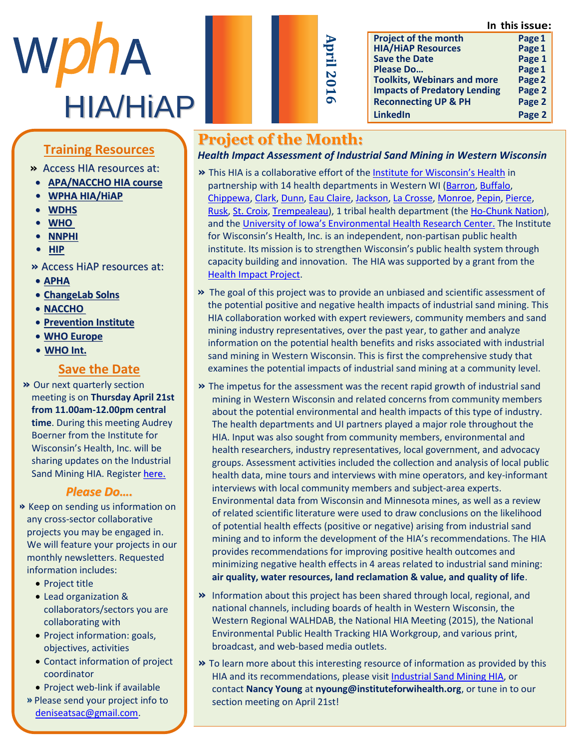# WphA HIA/HiAP

**April 2016**

**In this issue:**

| | |
|---|---|
| Project of the month | Page 1 |
| HIA/HiAP Resources | Page 1 |
| Save the Date | Page 1 |
| Please Do… | Page 1 |
| Toolkits, Webinars and more | Page 2 |
| Impacts of Predatory Lending | Page 2 |
| Reconnecting UP & PH | Page 2 |
| LinkedIn | Page 2 |

## Training Resources

» Access HIA resources at:

- **APA/NACCHO HIA course**
- **WPHA HIA/HiAP**
- **WDHS**
- **WHO**
- **NNPHI**
- **HIP**

» Access HiAP resources at:

- **APHA**
- **ChangeLab Solns**
- **NACCHO**
- **Prevention Institute**
- **WHO Europe**
- **WHO Int.**

## Save the Date

» Our next quarterly section meeting is on **Thursday April 21st from 11.00am-12.00pm central time**. During this meeting Audrey Boerner from the Institute for Wisconsin's Health, Inc. will be sharing updates on the Industrial Sand Mining HIA. Register here.

## *Please Do….*

» Keep on sending us information on any cross-sector collaborative projects you may be engaged in. We will feature your projects in our monthly newsletters. Requested information includes:

- Project title
- Lead organization & collaborators/sectors you are collaborating with
- Project information: goals, objectives, activities
- Contact information of project coordinator
- Project web-link if available

» Please send your project info to deniseatsac@gmail.com.

## Project of the Month:

***Health Impact Assessment of Industrial Sand Mining in Western Wisconsin***

» This HIA is a collaborative effort of the Institute for Wisconsin's Health in partnership with 14 health departments in Western WI (Barron, Buffalo, Chippewa, Clark, Dunn, Eau Claire, Jackson, La Crosse, Monroe, Pepin, Pierce, Rusk, St. Croix, Trempealeau), 1 tribal health department (the Ho-Chunk Nation), and the University of Iowa's Environmental Health Research Center. The Institute for Wisconsin's Health, Inc. is an independent, non-partisan public health institute. Its mission is to strengthen Wisconsin's public health system through capacity building and innovation. The HIA was supported by a grant from the Health Impact Project.

» The goal of this project was to provide an unbiased and scientific assessment of the potential positive and negative health impacts of industrial sand mining. This HIA collaboration worked with expert reviewers, community members and sand mining industry representatives, over the past year, to gather and analyze information on the potential health benefits and risks associated with industrial sand mining in Western Wisconsin. This is first the comprehensive study that examines the potential impacts of industrial sand mining at a community level.

» The impetus for the assessment was the recent rapid growth of industrial sand mining in Western Wisconsin and related concerns from community members about the potential environmental and health impacts of this type of industry. The health departments and UI partners played a major role throughout the HIA. Input was also sought from community members, environmental and health researchers, industry representatives, local government, and advocacy groups. Assessment activities included the collection and analysis of local public health data, mine tours and interviews with mine operators, and key-informant interviews with local community members and subject-area experts. Environmental data from Wisconsin and Minnesota mines, as well as a review of related scientific literature were used to draw conclusions on the likelihood of potential health effects (positive or negative) arising from industrial sand mining and to inform the development of the HIA's recommendations. The HIA provides recommendations for improving positive health outcomes and minimizing negative health effects in 4 areas related to industrial sand mining: **air quality, water resources, land reclamation & value, and quality of life**.

» Information about this project has been shared through local, regional, and national channels, including boards of health in Western Wisconsin, the Western Regional WALHDAB, the National HIA Meeting (2015), the National Environmental Public Health Tracking HIA Workgroup, and various print, broadcast, and web-based media outlets.

» To learn more about this interesting resource of information as provided by this HIA and its recommendations, please visit Industrial Sand Mining HIA, or contact **Nancy Young** at **nyoung@instituteforwihealth.org**, or tune in to our section meeting on April 21st!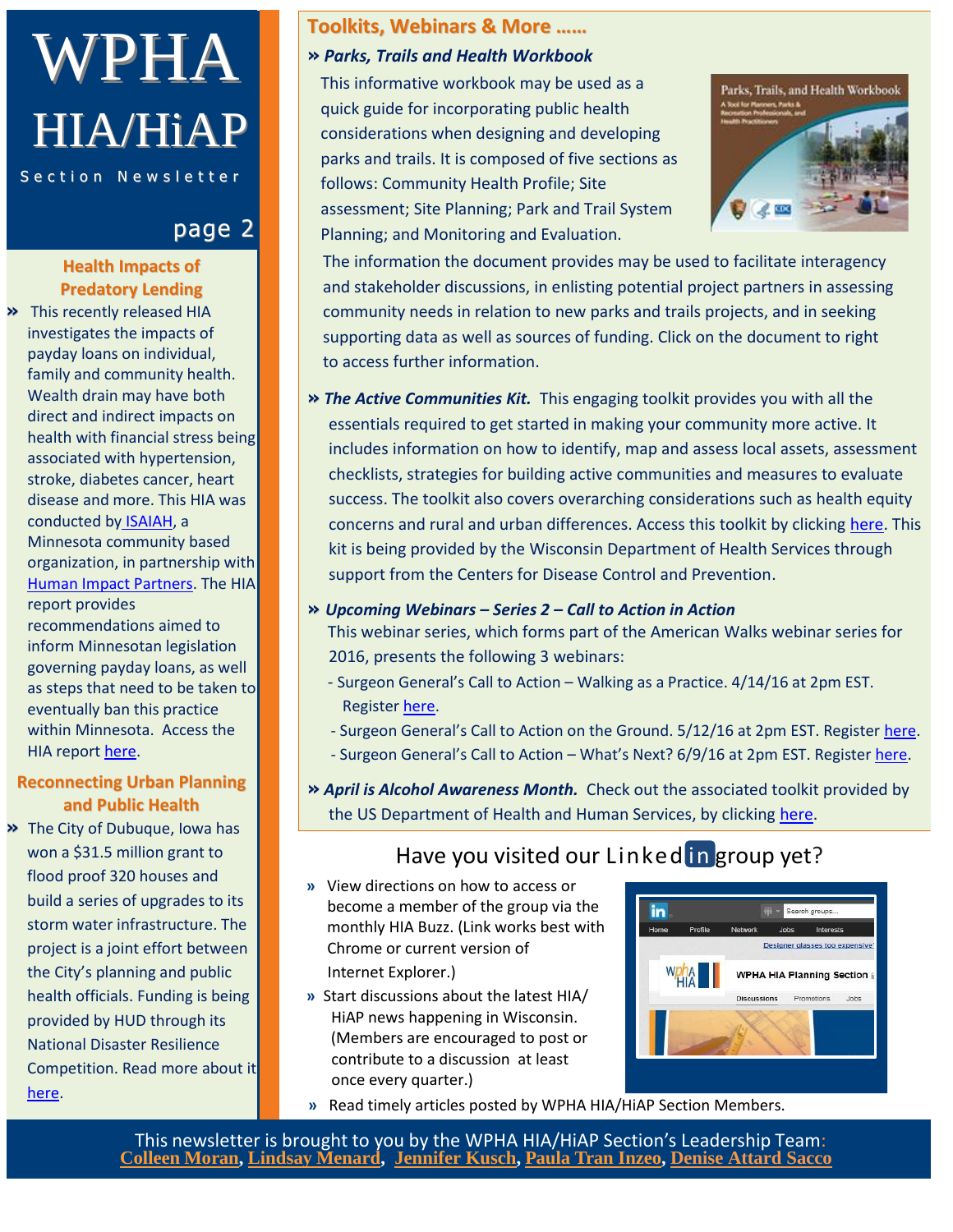# WPHA HIA/HiAP

Section Newsletter

## Health Impacts of Predatory Lending

» This recently released HIA investigates the impacts of payday loans on individual, family and community health. Wealth drain may have both direct and indirect impacts on health with financial stress being associated with hypertension, stroke, diabetes cancer, heart disease and more. This HIA was conducted by ISAIAH, a Minnesota community based organization, in partnership with Human Impact Partners. The HIA report provides recommendations aimed to inform Minnesotan legislation governing payday loans, as well as steps that need to be taken to eventually ban this practice within Minnesota. Access the HIA report here.

## Reconnecting Urban Planning and Public Health

» The City of Dubuque, Iowa has won a $31.5 million grant to flood proof 320 houses and build a series of upgrades to its storm water infrastructure. The project is a joint effort between the City's planning and public health officials. Funding is being provided by HUD through its National Disaster Resilience Competition. Read more about it here.

## Toolkits, Webinars & More ......

### » *Parks, Trails and Health Workbook*

This informative workbook may be used as a quick guide for incorporating public health considerations when designing and developing parks and trails. It is composed of five sections as follows: Community Health Profile; Site assessment; Site Planning; Park and Trail System Planning; and Monitoring and Evaluation.

The information the document provides may be used to facilitate interagency and stakeholder discussions, in enlisting potential project partners in assessing community needs in relation to new parks and trails projects, and in seeking supporting data as well as sources of funding. Click on the document to right to access further information.

» ***The Active Communities Kit.*** This engaging toolkit provides you with all the essentials required to get started in making your community more active. It includes information on how to identify, map and assess local assets, assessment checklists, strategies for building active communities and measures to evaluate success. The toolkit also covers overarching considerations such as health equity concerns and rural and urban differences. Access this toolkit by clicking here. This kit is being provided by the Wisconsin Department of Health Services through support from the Centers for Disease Control and Prevention.

### » *Upcoming Webinars – Series 2 – Call to Action in Action*

This webinar series, which forms part of the American Walks webinar series for 2016, presents the following 3 webinars:

- Surgeon General's Call to Action – Walking as a Practice. 4/14/16 at 2pm EST. Register here.
- Surgeon General's Call to Action on the Ground. 5/12/16 at 2pm EST. Register here.
- Surgeon General's Call to Action – What's Next? 6/9/16 at 2pm EST. Register here.

» ***April is Alcohol Awareness Month.*** Check out the associated toolkit provided by the US Department of Health and Human Services, by clicking here.

## Have you visited our LinkedIn group yet?

- » View directions on how to access or become a member of the group via the monthly HIA Buzz. (Link works best with Chrome or current version of Internet Explorer.)
- » Start discussions about the latest HIA/ HiAP news happening in Wisconsin. (Members are encouraged to post or contribute to a discussion at least once every quarter.)
- » Read timely articles posted by WPHA HIA/HiAP Section Members.

This newsletter is brought to you by the WPHA HIA/HiAP Section's Leadership Team: **Colleen Moran, Lindsay Menard, Jennifer Kusch, Paula Tran Inzeo, Denise Attard Sacco**